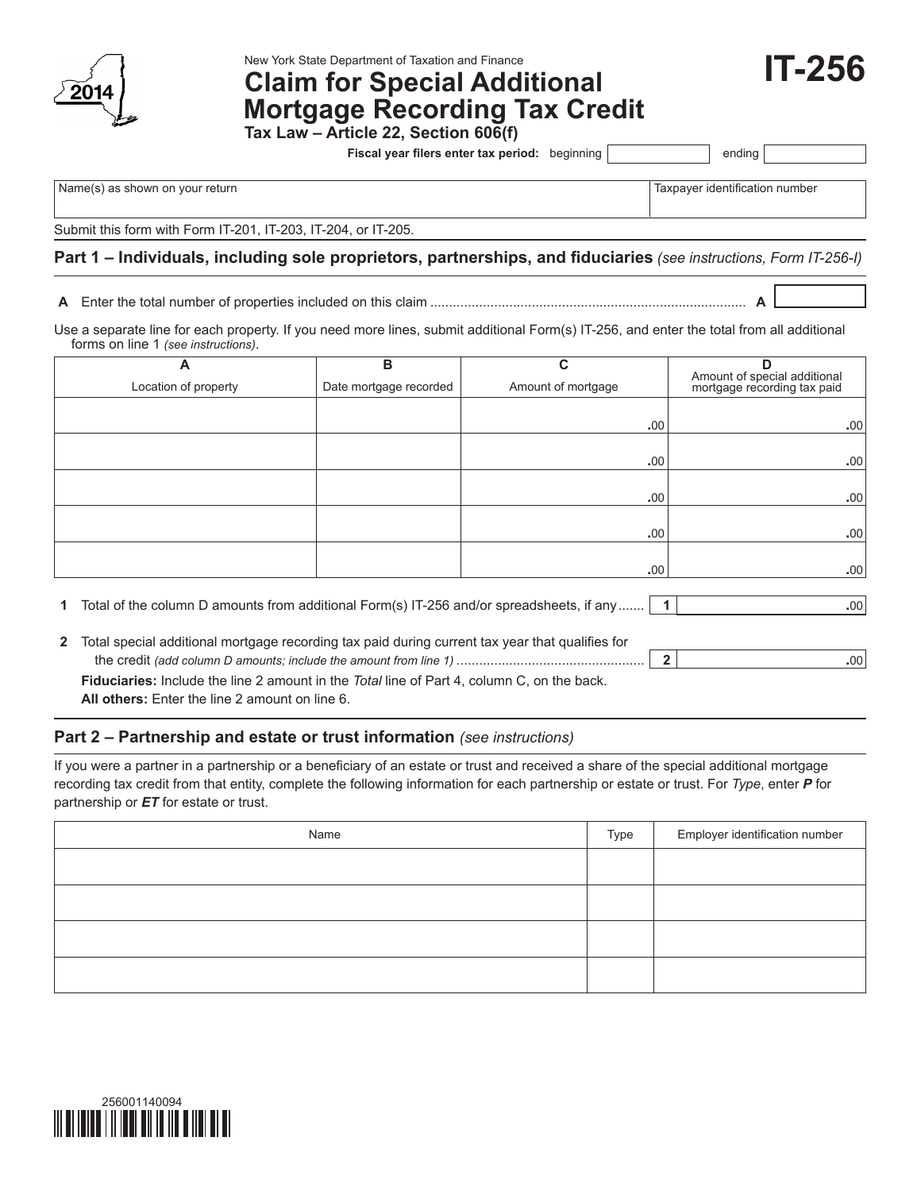New York State Department of Taxation and Finance

# Claim for Special Additional Mortgage Recording Tax Credit

**IT-256**

2014

**Tax Law – Article 22, Section 606(f)**

**Fiscal year filers enter tax period:** beginning ____________ ending ____________

| Name(s) as shown on your return | Taxpayer identification number |
|---|---|
| | |

Submit this form with Form IT-201, IT-203, IT-204, or IT-205.

## Part 1 – Individuals, including sole proprietors, partnerships, and fiduciaries *(see instructions, Form IT-256-I)*

**A** Enter the total number of properties included on this claim .................................................................................. **A** ____________

Use a separate line for each property. If you need more lines, submit additional Form(s) IT-256, and enter the total from all additional forms on line 1 *(see instructions)*.

| A<br>Location of property | B<br>Date mortgage recorded | C<br>Amount of mortgage | D<br>Amount of special additional mortgage recording tax paid |
|---|---|---|---|
| | | .00 | .00 |
| | | .00 | .00 |
| | | .00 | .00 |
| | | .00 | .00 |
| | | .00 | .00 |

**1** Total of the column D amounts from additional Form(s) IT-256 and/or spreadsheets, if any ....... **1** ____________ .00

**2** Total special additional mortgage recording tax paid during current tax year that qualifies for the credit *(add column D amounts; include the amount from line 1)* ................................................. **2** ____________ .00

**Fiduciaries:** Include the line 2 amount in the *Total* line of Part 4, column C, on the back.
**All others:** Enter the line 2 amount on line 6.

## Part 2 – Partnership and estate or trust information *(see instructions)*

If you were a partner in a partnership or a beneficiary of an estate or trust and received a share of the special additional mortgage recording tax credit from that entity, complete the following information for each partnership or estate or trust. For *Type*, enter ***P*** for partnership or ***ET*** for estate or trust.

| Name | Type | Employer identification number |
|---|---|---|
| | | |
| | | |
| | | |
| | | |

256001140094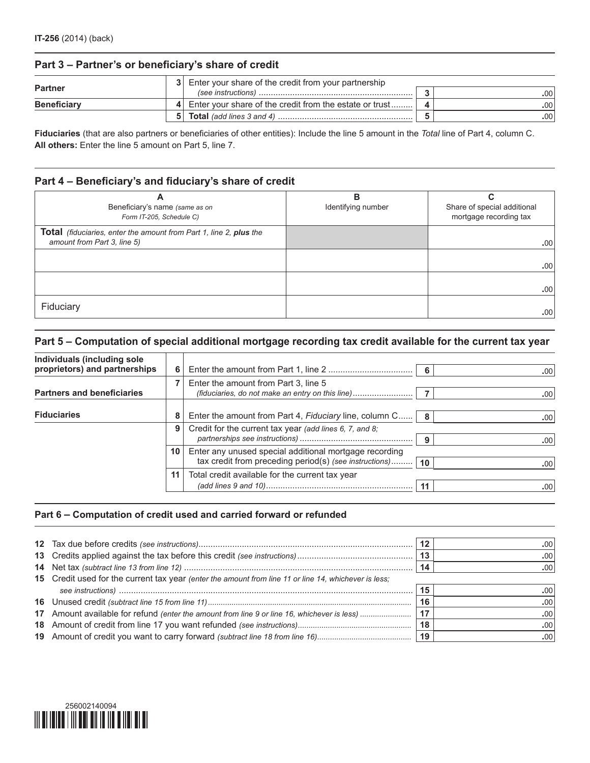## Part 3 – Partner's or beneficiary's share of credit

| | | | | |
|---|---|---|---|---|
| **Partner** | 3 | Enter your share of the credit from your partnership *(see instructions)* | 3 | .00 |
| **Beneficiary** | 4 | Enter your share of the credit from the estate or trust | 4 | .00 |
| | 5 | **Total** *(add lines 3 and 4)* | 5 | .00 |

**Fiduciaries** (that are also partners or beneficiaries of other entities): Include the line 5 amount in the *Total* line of Part 4, column C.
**All others:** Enter the line 5 amount on Part 5, line 7.

## Part 4 – Beneficiary's and fiduciary's share of credit

| A<br>Beneficiary's name *(same as on Form IT-205, Schedule C)* | B<br>Identifying number | C<br>Share of special additional mortgage recording tax |
|---|---|---|
| **Total** *(fiduciaries, enter the amount from Part 1, line 2,* ***plus*** *the amount from Part 3, line 5)* | | .00 |
| | | .00 |
| | | .00 |
| Fiduciary | | .00 |

## Part 5 – Computation of special additional mortgage recording tax credit available for the current tax year

| | | | | |
|---|---|---|---|---|
| **Individuals (including sole proprietors) and partnerships** | 6 | Enter the amount from Part 1, line 2 | 6 | .00 |
| **Partners and beneficiaries** | 7 | Enter the amount from Part 3, line 5 *(fiduciaries, do not make an entry on this line)* | 7 | .00 |
| **Fiduciaries** | 8 | Enter the amount from Part 4, *Fiduciary* line, column C | 8 | .00 |
| | 9 | Credit for the current tax year *(add lines 6, 7, and 8; partnerships see instructions)* | 9 | .00 |
| | 10 | Enter any unused special additional mortgage recording tax credit from preceding period(s) *(see instructions)* | 10 | .00 |
| | 11 | Total credit available for the current tax year *(add lines 9 and 10)* | 11 | .00 |

## Part 6 – Computation of credit used and carried forward or refunded

| | | | |
|---|---|---|---|
| 12 | Tax due before credits *(see instructions)* | 12 | .00 |
| 13 | Credits applied against the tax before this credit *(see instructions)* | 13 | .00 |
| 14 | Net tax *(subtract line 13 from line 12)* | 14 | .00 |
| 15 | Credit used for the current tax year *(enter the amount from line 11 or line 14, whichever is less; see instructions)* | 15 | .00 |
| 16 | Unused credit *(subtract line 15 from line 11)* | 16 | .00 |
| 17 | Amount available for refund *(enter the amount from line 9 or line 16, whichever is less)* | 17 | .00 |
| 18 | Amount of credit from line 17 you want refunded *(see instructions)* | 18 | .00 |
| 19 | Amount of credit you want to carry forward *(subtract line 18 from line 16)* | 19 | .00 |

256002140094